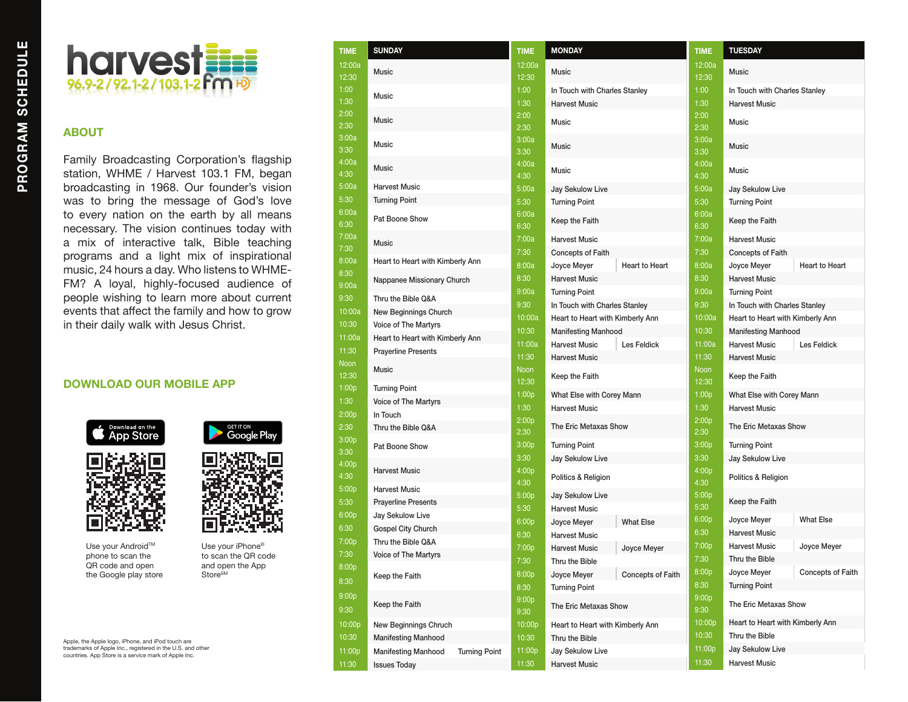# PROGRAM SCHEDULE

harvest fm 96.9-2 / 92.1-2 / 103.1-2

## ABOUT

Family Broadcasting Corporation's flagship station, WHME / Harvest 103.1 FM, began broadcasting in 1968. Our founder's vision was to bring the message of God's love to every nation on the earth by all means necessary. The vision continues today with a mix of interactive talk, Bible teaching programs and a light mix of inspirational music, 24 hours a day. Who listens to WHME-FM? A loyal, highly-focused audience of people wishing to learn more about current events that affect the family and how to grow in their daily walk with Jesus Christ.

## DOWNLOAD OUR MOBILE APP

Download on the App Store

GET IT ON Google Play

Use your Android™ phone to scan the QR code and open the Google play store

Use your iPhone® to scan the QR code and open the App Store℠

Apple, the Apple logo, iPhone, and iPod touch are trademarks of Apple Inc., registered in the U.S. and other countries. App Store is a service mark of Apple Inc.

| TIME | SUNDAY |
|---|---|
| 12:00a / 12:30 | Music |
| 1:00 / 1:30 | Music |
| 2:00 / 2:30 | Music |
| 3:00a / 3:30 | Music |
| 4:00a / 4:30 | Music |
| 5:00a | Harvest Music |
| 5:30 | Turning Point |
| 6:00a / 6:30 | Pat Boone Show |
| 7:00a / 7:30 | Music |
| 8:00a | Heart to Heart with Kimberly Ann |
| 8:30 / 9:00a | Nappanee Missionary Church |
| 9:30 | Thru the Bible Q&A |
| 10:00a | New Beginnings Church |
| 10:30 | Voice of The Martyrs |
| 11:00a | Heart to Heart with Kimberly Ann |
| 11:30 | Prayerline Presents |
| Noon / 12:30 | Music |
| 1:00p | Turning Point |
| 1:30 | Voice of The Martyrs |
| 2:00p | In Touch |
| 2:30 | Thru the Bible Q&A |
| 3:00p / 3:30 | Pat Boone Show |
| 4:00p / 4:30 | Harvest Music |
| 5:00p | Harvest Music |
| 5:30 | Prayerline Presents |
| 6:00p | Jay Sekulow Live |
| 6:30 | Gospel City Church |
| 7:00p | Thru the Bible Q&A |
| 7:30 | Voice of The Martyrs |
| 8:00p / 8:30 | Keep the Faith |
| 9:00p / 9:30 | Keep the Faith |
| 10:00p | New Beginnings Chruch |
| 10:30 | Manifesting Manhood |
| 11:00p | Manifesting Manhood / Turning Point |
| 11:30 | Issues Today |

| TIME | MONDAY |
|---|---|
| 12:00a / 12:30 | Music |
| 1:00 | In Touch with Charles Stanley |
| 1:30 | Harvest Music |
| 2:00 / 2:30 | Music |
| 3:00a / 3:30 | Music |
| 4:00a / 4:30 | Music |
| 5:00a | Jay Sekulow Live |
| 5:30 | Turning Point |
| 6:00a / 6:30 | Keep the Faith |
| 7:00a | Harvest Music |
| 7:30 | Concepts of Faith |
| 8:00a | Joyce Meyer / Heart to Heart |
| 8:30 | Harvest Music |
| 9:00a | Turning Point |
| 9:30 | In Touch with Charles Stanley |
| 10:00a | Heart to Heart with Kimberly Ann |
| 10:30 | Manifesting Manhood |
| 11:00a | Harvest Music / Les Feldick |
| 11:30 | Harvest Music |
| Noon / 12:30 | Keep the Faith |
| 1:00p | What Else with Corey Mann |
| 1:30 | Harvest Music |
| 2:00p / 2:30 | The Eric Metaxas Show |
| 3:00p | Turning Point |
| 3:30 | Jay Sekulow Live |
| 4:00p / 4:30 | Politics & Religion |
| 5:00p | Jay Sekulow Live |
| 5:30 | Harvest Music |
| 6:00p | Joyce Meyer / What Else |
| 6:30 | Harvest Music |
| 7:00p | Harvest Music / Joyce Meyer |
| 7:30 | Thru the Bible |
| 8:00p | Joyce Meyer / Concepts of Faith |
| 8:30 | Turning Point |
| 9:00p / 9:30 | The Eric Metaxas Show |
| 10:00p | Heart to Heart with Kimberly Ann |
| 10:30 | Thru the Bible |
| 11:00p | Jay Sekulow Live |
| 11:30 | Harvest Music |

| TIME | TUESDAY |
|---|---|
| 12:00a / 12:30 | Music |
| 1:00 | In Touch with Charles Stanley |
| 1:30 | Harvest Music |
| 2:00 / 2:30 | Music |
| 3:00a / 3:30 | Music |
| 4:00a / 4:30 | Music |
| 5:00a | Jay Sekulow Live |
| 5:30 | Turning Point |
| 6:00a / 6:30 | Keep the Faith |
| 7:00a | Harvest Music |
| 7:30 | Concepts of Faith |
| 8:00a | Joyce Meyer / Heart to Heart |
| 8:30 | Harvest Music |
| 9:00a | Turning Point |
| 9:30 | In Touch with Charles Stanley |
| 10:00a | Heart to Heart with Kimberly Ann |
| 10:30 | Manifesting Manhood |
| 11:00a | Harvest Music / Les Feldick |
| 11:30 | Harvest Music |
| Noon / 12:30 | Keep the Faith |
| 1:00p | What Else with Corey Mann |
| 1:30 | Harvest Music |
| 2:00p / 2:30 | The Eric Metaxas Show |
| 3:00p | Turning Point |
| 3:30 | Jay Sekulow Live |
| 4:00p / 4:30 | Politics & Religion |
| 5:00p / 5:30 | Keep the Faith |
| 6:00p | Joyce Meyer / What Else |
| 6:30 | Harvest Music |
| 7:00p | Harvest Music / Joyce Meyer |
| 7:30 | Thru the Bible |
| 8:00p | Joyce Meyer / Concepts of Faith |
| 8:30 | Turning Point |
| 9:00p / 9:30 | The Eric Metaxas Show |
| 10:00p | Heart to Heart with Kimberly Ann |
| 10:30 | Thru the Bible |
| 11:00p | Jay Sekulow Live |
| 11:30 | Harvest Music |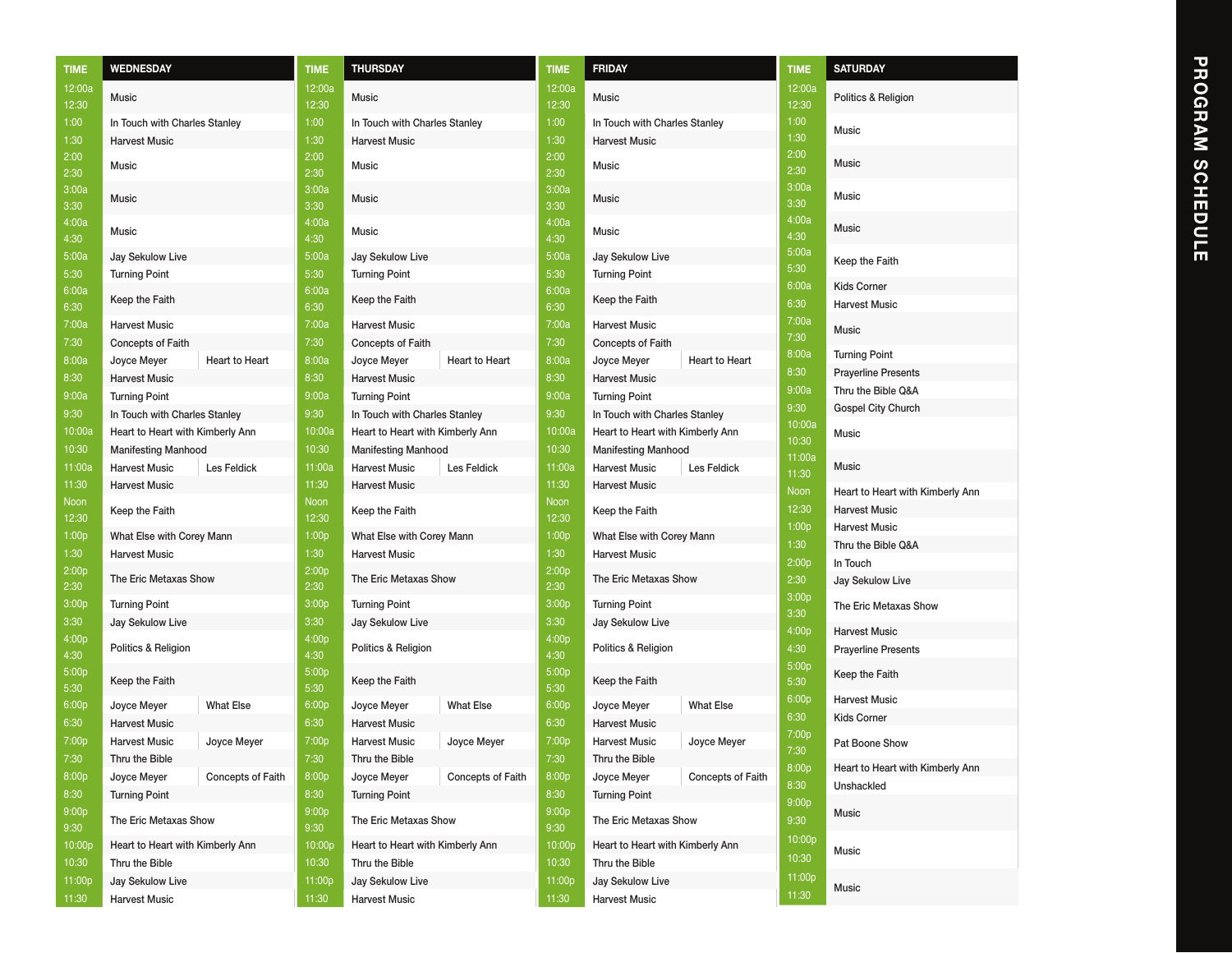# PROGRAM SCHEDULE

| TIME | WEDNESDAY | |
|---|---|---|
| 12:00a 12:30 | Music | |
| 1:00 | In Touch with Charles Stanley | |
| 1:30 | Harvest Music | |
| 2:00 2:30 | Music | |
| 3:00a 3:30 | Music | |
| 4:00a 4:30 | Music | |
| 5:00a | Jay Sekulow Live | |
| 5:30 | Turning Point | |
| 6:00a 6:30 | Keep the Faith | |
| 7:00a | Harvest Music | |
| 7:30 | Concepts of Faith | |
| 8:00a | Joyce Meyer | Heart to Heart |
| 8:30 | Harvest Music | |
| 9:00a | Turning Point | |
| 9:30 | In Touch with Charles Stanley | |
| 10:00a | Heart to Heart with Kimberly Ann | |
| 10:30 | Manifesting Manhood | |
| 11:00a | Harvest Music | Les Feldick |
| 11:30 | Harvest Music | |
| Noon 12:30 | Keep the Faith | |
| 1:00p | What Else with Corey Mann | |
| 1:30 | Harvest Music | |
| 2:00p 2:30 | The Eric Metaxas Show | |
| 3:00p | Turning Point | |
| 3:30 | Jay Sekulow Live | |
| 4:00p 4:30 | Politics & Religion | |
| 5:00p 5:30 | Keep the Faith | |
| 6:00p | Joyce Meyer | What Else |
| 6:30 | Harvest Music | |
| 7:00p | Harvest Music | Joyce Meyer |
| 7:30 | Thru the Bible | |
| 8:00p | Joyce Meyer | Concepts of Faith |
| 8:30 | Turning Point | |
| 9:00p 9:30 | The Eric Metaxas Show | |
| 10:00p | Heart to Heart with Kimberly Ann | |
| 10:30 | Thru the Bible | |
| 11:00p | Jay Sekulow Live | |
| 11:30 | Harvest Music | |

| TIME | THURSDAY | |
|---|---|---|
| 12:00a 12:30 | Music | |
| 1:00 | In Touch with Charles Stanley | |
| 1:30 | Harvest Music | |
| 2:00 2:30 | Music | |
| 3:00a 3:30 | Music | |
| 4:00a 4:30 | Music | |
| 5:00a | Jay Sekulow Live | |
| 5:30 | Turning Point | |
| 6:00a 6:30 | Keep the Faith | |
| 7:00a | Harvest Music | |
| 7:30 | Concepts of Faith | |
| 8:00a | Joyce Meyer | Heart to Heart |
| 8:30 | Harvest Music | |
| 9:00a | Turning Point | |
| 9:30 | In Touch with Charles Stanley | |
| 10:00a | Heart to Heart with Kimberly Ann | |
| 10:30 | Manifesting Manhood | |
| 11:00a | Harvest Music | Les Feldick |
| 11:30 | Harvest Music | |
| Noon 12:30 | Keep the Faith | |
| 1:00p | What Else with Corey Mann | |
| 1:30 | Harvest Music | |
| 2:00p 2:30 | The Eric Metaxas Show | |
| 3:00p | Turning Point | |
| 3:30 | Jay Sekulow Live | |
| 4:00p 4:30 | Politics & Religion | |
| 5:00p 5:30 | Keep the Faith | |
| 6:00p | Joyce Meyer | What Else |
| 6:30 | Harvest Music | |
| 7:00p | Harvest Music | Joyce Meyer |
| 7:30 | Thru the Bible | |
| 8:00p | Joyce Meyer | Concepts of Faith |
| 8:30 | Turning Point | |
| 9:00p 9:30 | The Eric Metaxas Show | |
| 10:00p | Heart to Heart with Kimberly Ann | |
| 10:30 | Thru the Bible | |
| 11:00p | Jay Sekulow Live | |
| 11:30 | Harvest Music | |

| TIME | FRIDAY | |
|---|---|---|
| 12:00a 12:30 | Music | |
| 1:00 | In Touch with Charles Stanley | |
| 1:30 | Harvest Music | |
| 2:00 2:30 | Music | |
| 3:00a 3:30 | Music | |
| 4:00a 4:30 | Music | |
| 5:00a | Jay Sekulow Live | |
| 5:30 | Turning Point | |
| 6:00a 6:30 | Keep the Faith | |
| 7:00a | Harvest Music | |
| 7:30 | Concepts of Faith | |
| 8:00a | Joyce Meyer | Heart to Heart |
| 8:30 | Harvest Music | |
| 9:00a | Turning Point | |
| 9:30 | In Touch with Charles Stanley | |
| 10:00a | Heart to Heart with Kimberly Ann | |
| 10:30 | Manifesting Manhood | |
| 11:00a | Harvest Music | Les Feldick |
| 11:30 | Harvest Music | |
| Noon 12:30 | Keep the Faith | |
| 1:00p | What Else with Corey Mann | |
| 1:30 | Harvest Music | |
| 2:00p 2:30 | The Eric Metaxas Show | |
| 3:00p | Turning Point | |
| 3:30 | Jay Sekulow Live | |
| 4:00p 4:30 | Politics & Religion | |
| 5:00p 5:30 | Keep the Faith | |
| 6:00p | Joyce Meyer | What Else |
| 6:30 | Harvest Music | |
| 7:00p | Harvest Music | Joyce Meyer |
| 7:30 | Thru the Bible | |
| 8:00p | Joyce Meyer | Concepts of Faith |
| 8:30 | Turning Point | |
| 9:00p 9:30 | The Eric Metaxas Show | |
| 10:00p | Heart to Heart with Kimberly Ann | |
| 10:30 | Thru the Bible | |
| 11:00p | Jay Sekulow Live | |
| 11:30 | Harvest Music | |

| TIME | SATURDAY |
|---|---|
| 12:00a 12:30 | Politics & Religion |
| 1:00 1:30 | Music |
| 2:00 2:30 | Music |
| 3:00a 3:30 | Music |
| 4:00a 4:30 | Music |
| 5:00a 5:30 | Keep the Faith |
| 6:00a | Kids Corner |
| 6:30 | Harvest Music |
| 7:00a 7:30 | Music |
| 8:00a | Turning Point |
| 8:30 | Prayerline Presents |
| 9:00a | Thru the Bible Q&A |
| 9:30 | Gospel City Church |
| 10:00a 10:30 | Music |
| 11:00a 11:30 | Music |
| Noon | Heart to Heart with Kimberly Ann |
| 12:30 | Harvest Music |
| 1:00p | Harvest Music |
| 1:30 | Thru the Bible Q&A |
| 2:00p | In Touch |
| 2:30 | Jay Sekulow Live |
| 3:00p 3:30 | The Eric Metaxas Show |
| 4:00p | Harvest Music |
| 4:30 | Prayerline Presents |
| 5:00p 5:30 | Keep the Faith |
| 6:00p | Harvest Music |
| 6:30 | Kids Corner |
| 7:00p 7:30 | Pat Boone Show |
| 8:00p | Heart to Heart with Kimberly Ann |
| 8:30 | Unshackled |
| 9:00p 9:30 | Music |
| 10:00p 10:30 | Music |
| 11:00p 11:30 | Music |